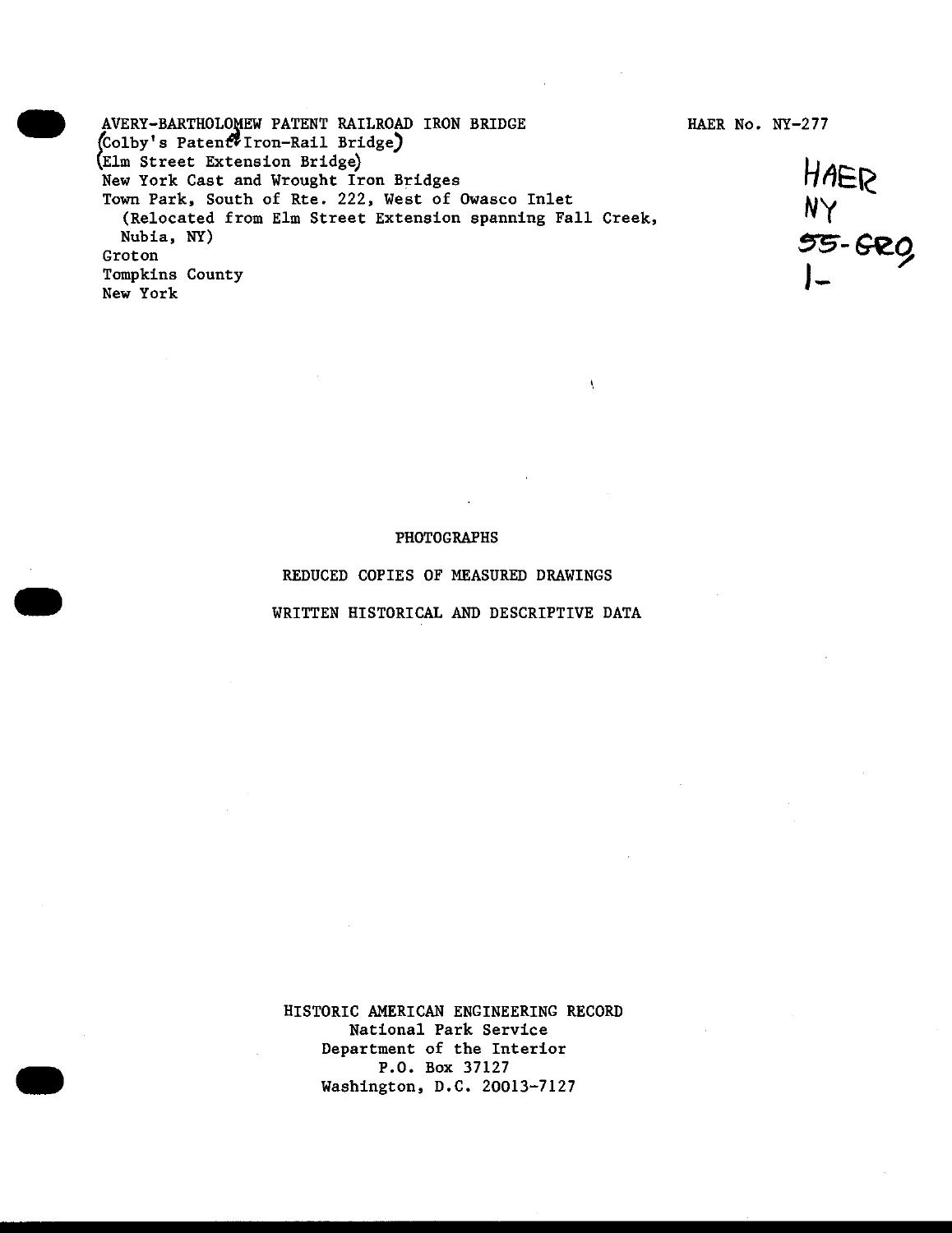AVERY-BARTHOLOMEW PATENT RAILROAD IRON BRIDGE
(Colby's Patented Iron-Rail Bridge)
(Elm Street Extension Bridge)
New York Cast and Wrought Iron Bridges
Town Park, South of Rte. 222, West of Owasco Inlet
(Relocated from Elm Street Extension spanning Fall Creek, Nubia, NY)
Groton
Tompkins County
New York

HAER No. NY-277

HAER
NY
55-GRO,
1-

PHOTOGRAPHS

REDUCED COPIES OF MEASURED DRAWINGS

WRITTEN HISTORICAL AND DESCRIPTIVE DATA

HISTORIC AMERICAN ENGINEERING RECORD
National Park Service
Department of the Interior
P.O. Box 37127
Washington, D.C. 20013-7127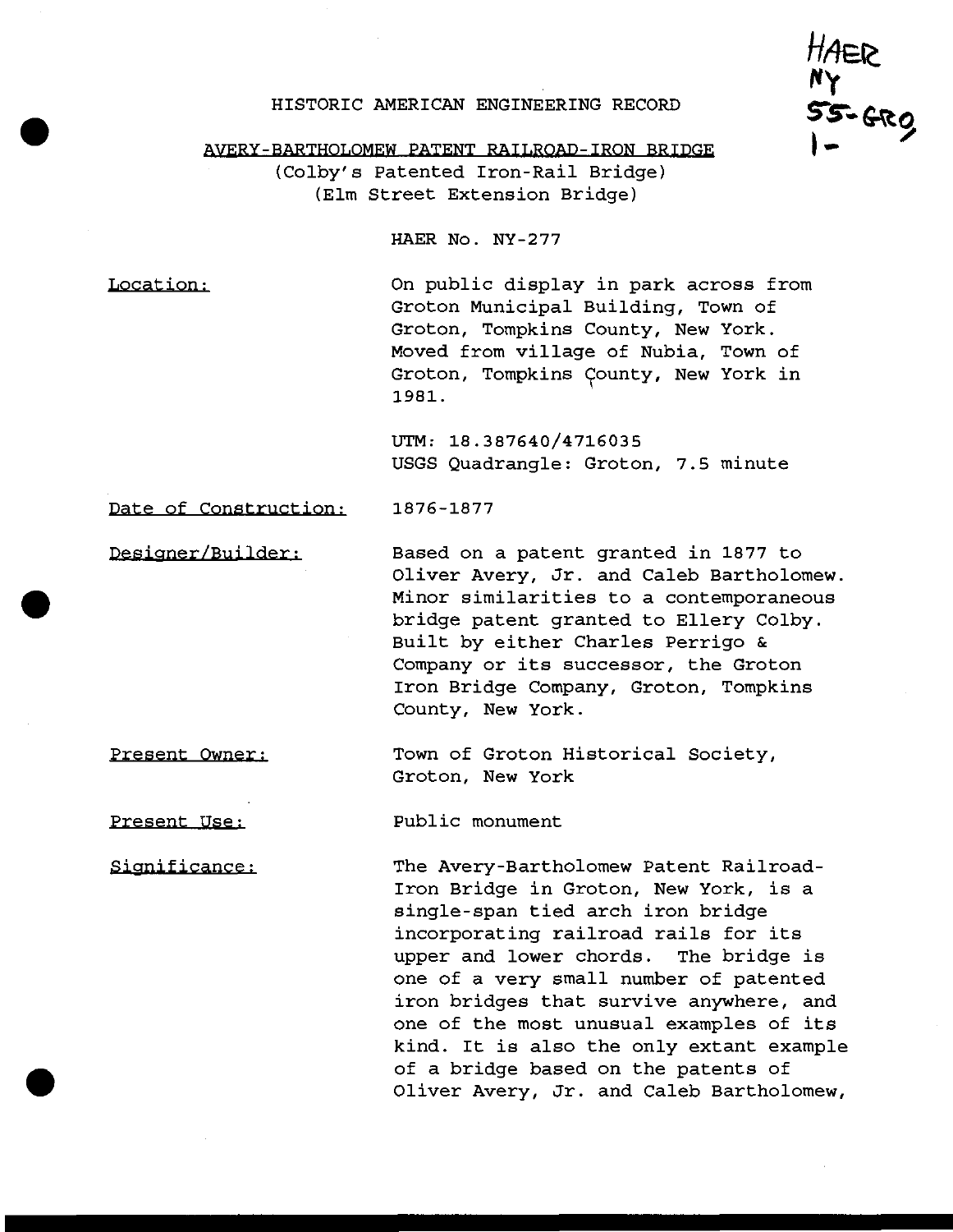HAER NY 55-GRO 1-

HISTORIC AMERICAN ENGINEERING RECORD

# AVERY-BARTHOLOMEW PATENT RAILROAD-IRON BRIDGE

(Colby's Patented Iron-Rail Bridge)
(Elm Street Extension Bridge)

HAER No. NY-277

Location: On public display in park across from Groton Municipal Building, Town of Groton, Tompkins County, New York. Moved from village of Nubia, Town of Groton, Tompkins County, New York in 1981.

UTM: 18.387640/4716035
USGS Quadrangle: Groton, 7.5 minute

Date of Construction: 1876-1877

Designer/Builder: Based on a patent granted in 1877 to Oliver Avery, Jr. and Caleb Bartholomew. Minor similarities to a contemporaneous bridge patent granted to Ellery Colby. Built by either Charles Perrigo & Company or its successor, the Groton Iron Bridge Company, Groton, Tompkins County, New York.

Present Owner: Town of Groton Historical Society, Groton, New York

Present Use: Public monument

Significance: The Avery-Bartholomew Patent Railroad-Iron Bridge in Groton, New York, is a single-span tied arch iron bridge incorporating railroad rails for its upper and lower chords. The bridge is one of a very small number of patented iron bridges that survive anywhere, and one of the most unusual examples of its kind. It is also the only extant example of a bridge based on the patents of Oliver Avery, Jr. and Caleb Bartholomew,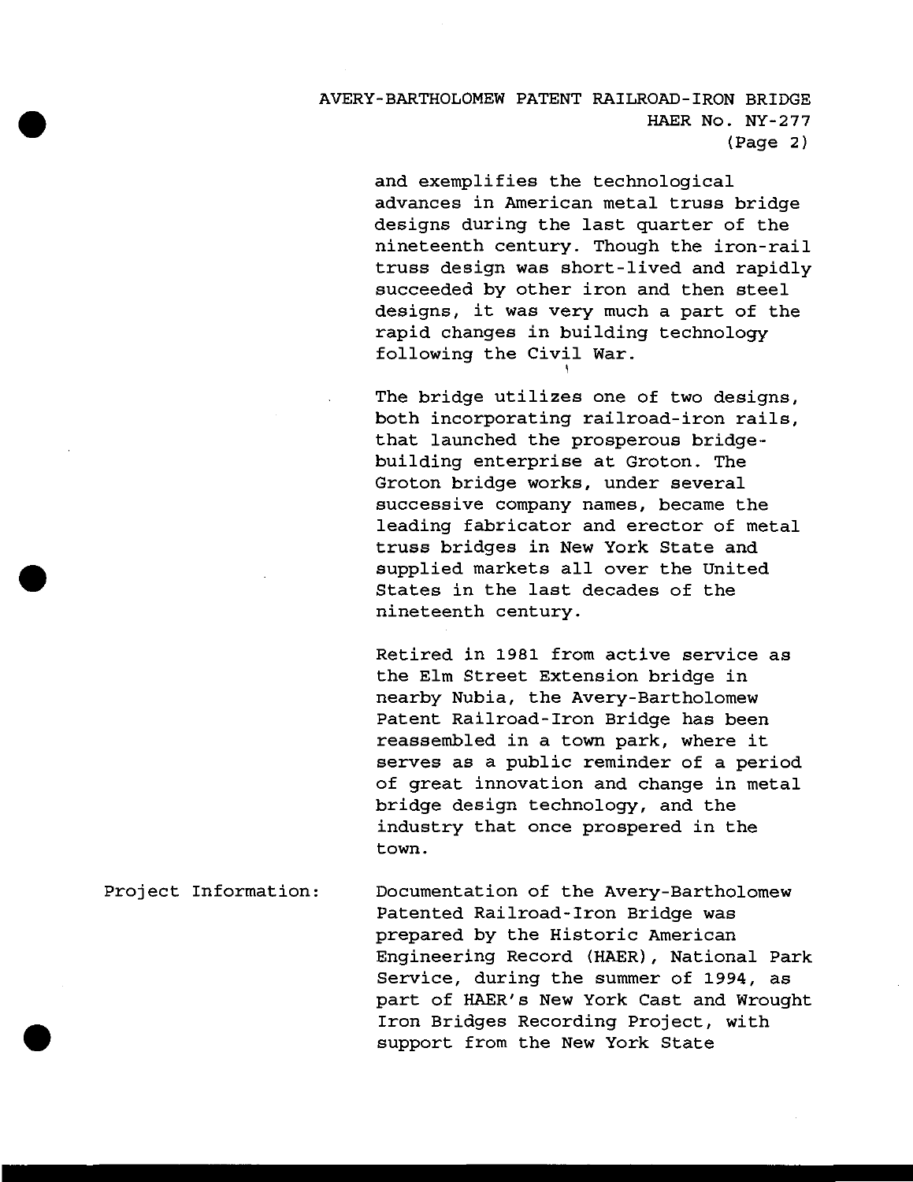and exemplifies the technological advances in American metal truss bridge designs during the last quarter of the nineteenth century. Though the iron-rail truss design was short-lived and rapidly succeeded by other iron and then steel designs, it was very much a part of the rapid changes in building technology following the Civil War.

The bridge utilizes one of two designs, both incorporating railroad-iron rails, that launched the prosperous bridge-building enterprise at Groton. The Groton bridge works, under several successive company names, became the leading fabricator and erector of metal truss bridges in New York State and supplied markets all over the United States in the last decades of the nineteenth century.

Retired in 1981 from active service as the Elm Street Extension bridge in nearby Nubia, the Avery-Bartholomew Patent Railroad-Iron Bridge has been reassembled in a town park, where it serves as a public reminder of a period of great innovation and change in metal bridge design technology, and the industry that once prospered in the town.

Project Information: Documentation of the Avery-Bartholomew Patented Railroad-Iron Bridge was prepared by the Historic American Engineering Record (HAER), National Park Service, during the summer of 1994, as part of HAER's New York Cast and Wrought Iron Bridges Recording Project, with support from the New York State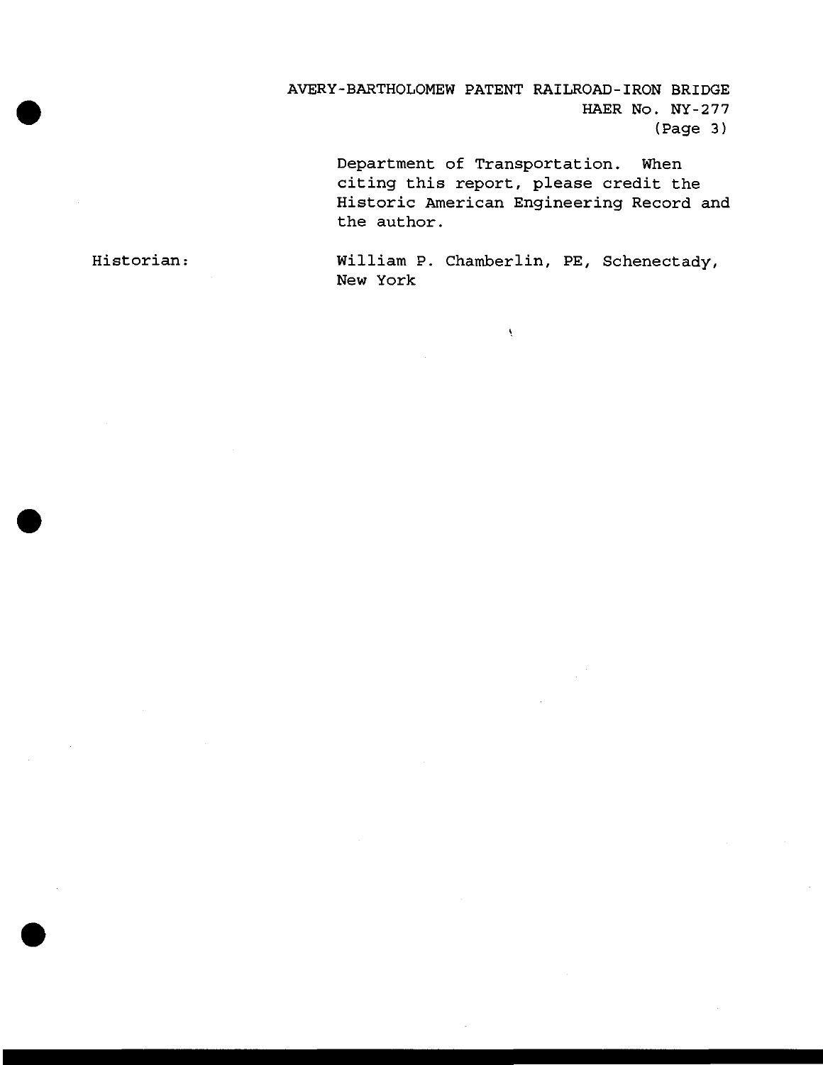Department of Transportation. When citing this report, please credit the Historic American Engineering Record and the author.

Historian: William P. Chamberlin, PE, Schenectady, New York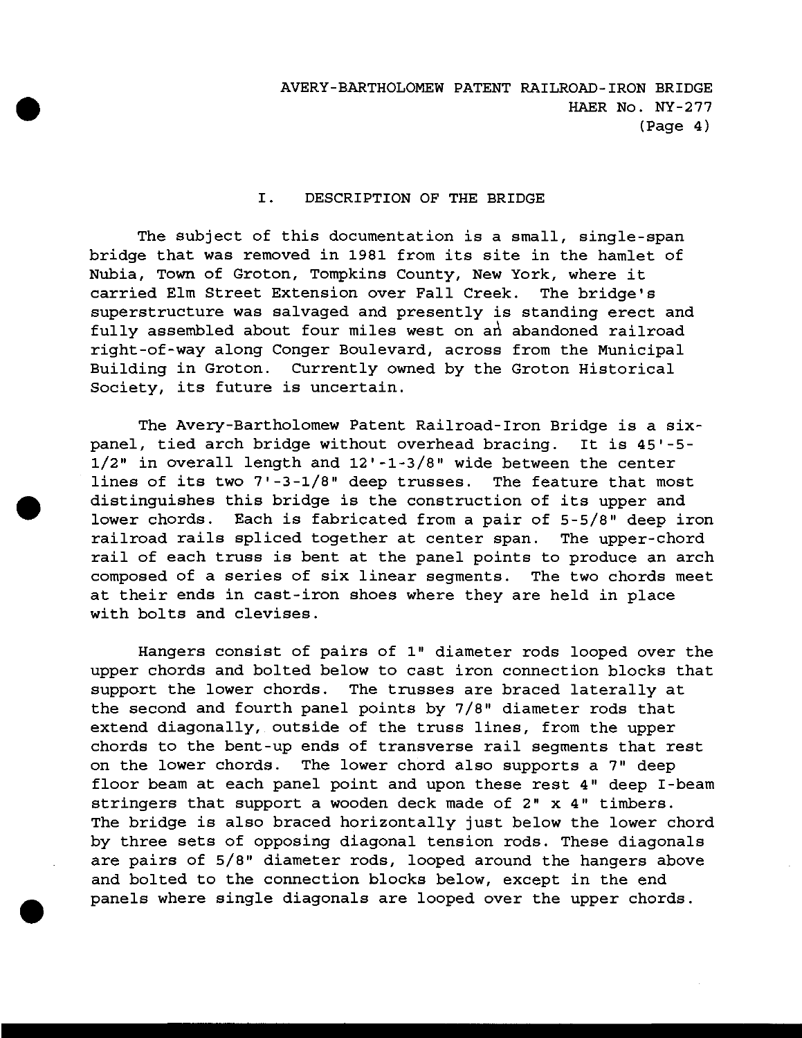## I. DESCRIPTION OF THE BRIDGE

The subject of this documentation is a small, single-span bridge that was removed in 1981 from its site in the hamlet of Nubia, Town of Groton, Tompkins County, New York, where it carried Elm Street Extension over Fall Creek. The bridge's superstructure was salvaged and presently is standing erect and fully assembled about four miles west on an abandoned railroad right-of-way along Conger Boulevard, across from the Municipal Building in Groton. Currently owned by the Groton Historical Society, its future is uncertain.

The Avery-Bartholomew Patent Railroad-Iron Bridge is a six-panel, tied arch bridge without overhead bracing. It is 45'-5-1/2" in overall length and 12'-1-3/8" wide between the center lines of its two 7'-3-1/8" deep trusses. The feature that most distinguishes this bridge is the construction of its upper and lower chords. Each is fabricated from a pair of 5-5/8" deep iron railroad rails spliced together at center span. The upper-chord rail of each truss is bent at the panel points to produce an arch composed of a series of six linear segments. The two chords meet at their ends in cast-iron shoes where they are held in place with bolts and clevises.

Hangers consist of pairs of 1" diameter rods looped over the upper chords and bolted below to cast iron connection blocks that support the lower chords. The trusses are braced laterally at the second and fourth panel points by 7/8" diameter rods that extend diagonally, outside of the truss lines, from the upper chords to the bent-up ends of transverse rail segments that rest on the lower chords. The lower chord also supports a 7" deep floor beam at each panel point and upon these rest 4" deep I-beam stringers that support a wooden deck made of 2" x 4" timbers. The bridge is also braced horizontally just below the lower chord by three sets of opposing diagonal tension rods. These diagonals are pairs of 5/8" diameter rods, looped around the hangers above and bolted to the connection blocks below, except in the end panels where single diagonals are looped over the upper chords.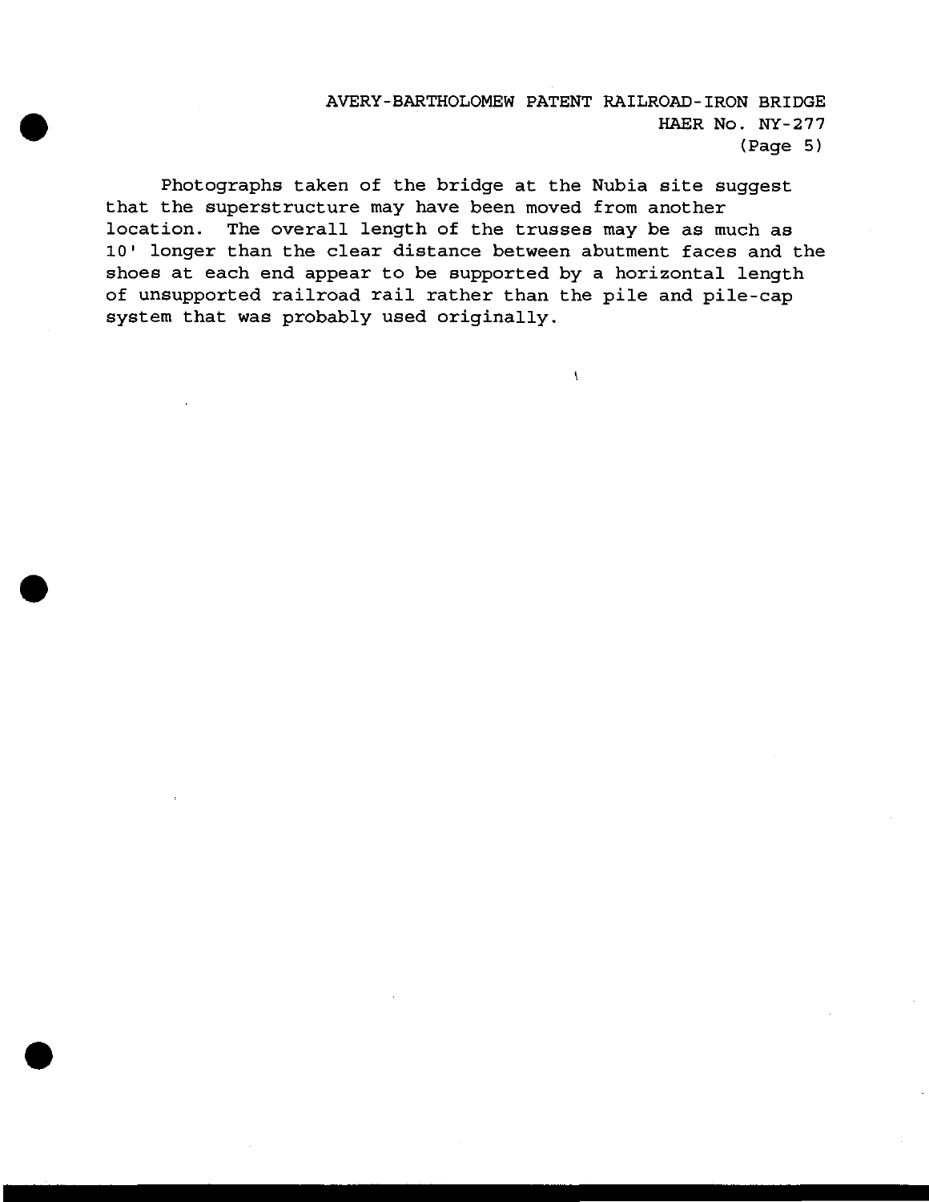Photographs taken of the bridge at the Nubia site suggest that the superstructure may have been moved from another location. The overall length of the trusses may be as much as 10' longer than the clear distance between abutment faces and the shoes at each end appear to be supported by a horizontal length of unsupported railroad rail rather than the pile and pile-cap system that was probably used originally.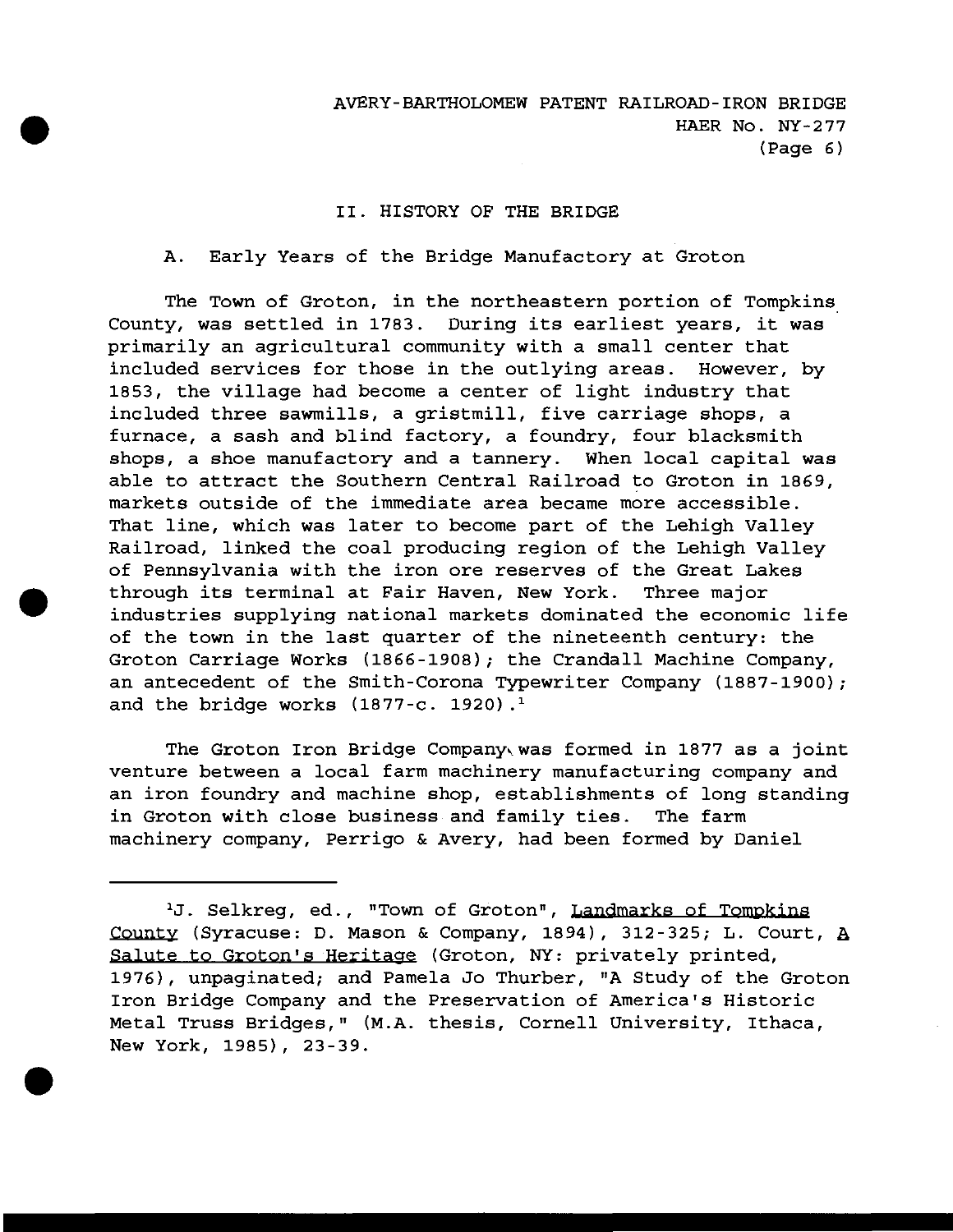## II. HISTORY OF THE BRIDGE

### A. Early Years of the Bridge Manufactory at Groton

The Town of Groton, in the northeastern portion of Tompkins County, was settled in 1783. During its earliest years, it was primarily an agricultural community with a small center that included services for those in the outlying areas. However, by 1853, the village had become a center of light industry that included three sawmills, a gristmill, five carriage shops, a furnace, a sash and blind factory, a foundry, four blacksmith shops, a shoe manufactory and a tannery. When local capital was able to attract the Southern Central Railroad to Groton in 1869, markets outside of the immediate area became more accessible. That line, which was later to become part of the Lehigh Valley Railroad, linked the coal producing region of the Lehigh Valley of Pennsylvania with the iron ore reserves of the Great Lakes through its terminal at Fair Haven, New York. Three major industries supplying national markets dominated the economic life of the town in the last quarter of the nineteenth century: the Groton Carriage Works (1866-1908); the Crandall Machine Company, an antecedent of the Smith-Corona Typewriter Company (1887-1900); and the bridge works (1877-c. 1920).[1]

The Groton Iron Bridge Company was formed in 1877 as a joint venture between a local farm machinery manufacturing company and an iron foundry and machine shop, establishments of long standing in Groton with close business and family ties. The farm machinery company, Perrigo & Avery, had been formed by Daniel

---

[1]J. Selkreg, ed., "Town of Groton", Landmarks of Tompkins County (Syracuse: D. Mason & Company, 1894), 312-325; L. Court, A Salute to Groton's Heritage (Groton, NY: privately printed, 1976), unpaginated; and Pamela Jo Thurber, "A Study of the Groton Iron Bridge Company and the Preservation of America's Historic Metal Truss Bridges," (M.A. thesis, Cornell University, Ithaca, New York, 1985), 23-39.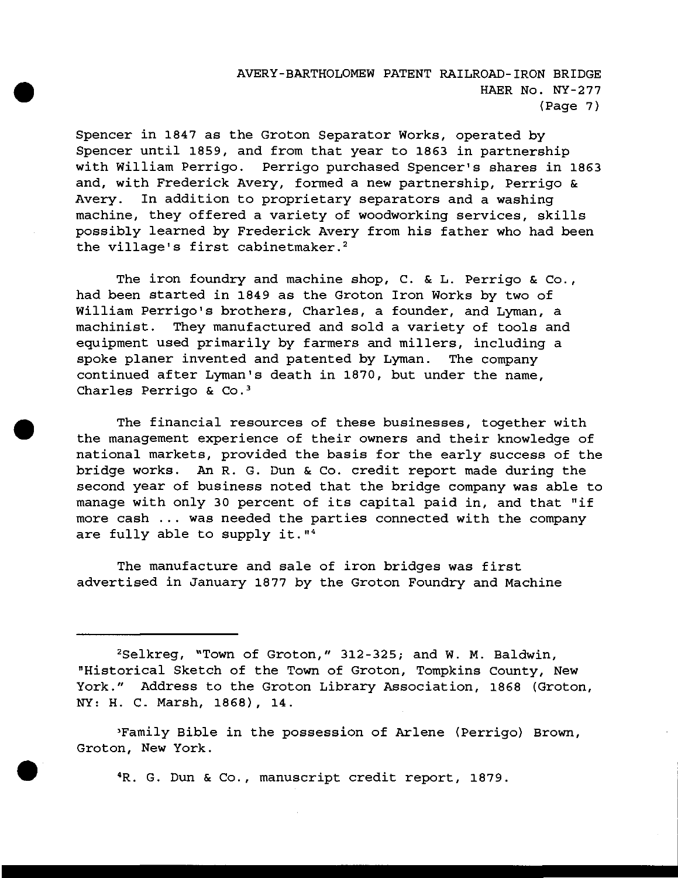Spencer in 1847 as the Groton Separator Works, operated by Spencer until 1859, and from that year to 1863 in partnership with William Perrigo. Perrigo purchased Spencer's shares in 1863 and, with Frederick Avery, formed a new partnership, Perrigo & Avery. In addition to proprietary separators and a washing machine, they offered a variety of woodworking services, skills possibly learned by Frederick Avery from his father who had been the village's first cabinetmaker.[2]

The iron foundry and machine shop, C. & L. Perrigo & Co., had been started in 1849 as the Groton Iron Works by two of William Perrigo's brothers, Charles, a founder, and Lyman, a machinist. They manufactured and sold a variety of tools and equipment used primarily by farmers and millers, including a spoke planer invented and patented by Lyman. The company continued after Lyman's death in 1870, but under the name, Charles Perrigo & Co.[3]

The financial resources of these businesses, together with the management experience of their owners and their knowledge of national markets, provided the basis for the early success of the bridge works. An R. G. Dun & Co. credit report made during the second year of business noted that the bridge company was able to manage with only 30 percent of its capital paid in, and that "if more cash ... was needed the parties connected with the company are fully able to supply it."[4]

The manufacture and sale of iron bridges was first advertised in January 1877 by the Groton Foundry and Machine

---

[2] Selkreg, "Town of Groton," 312-325; and W. M. Baldwin, "Historical Sketch of the Town of Groton, Tompkins County, New York." Address to the Groton Library Association, 1868 (Groton, NY: H. C. Marsh, 1868), 14.

[3] Family Bible in the possession of Arlene (Perrigo) Brown, Groton, New York.

[4] R. G. Dun & Co., manuscript credit report, 1879.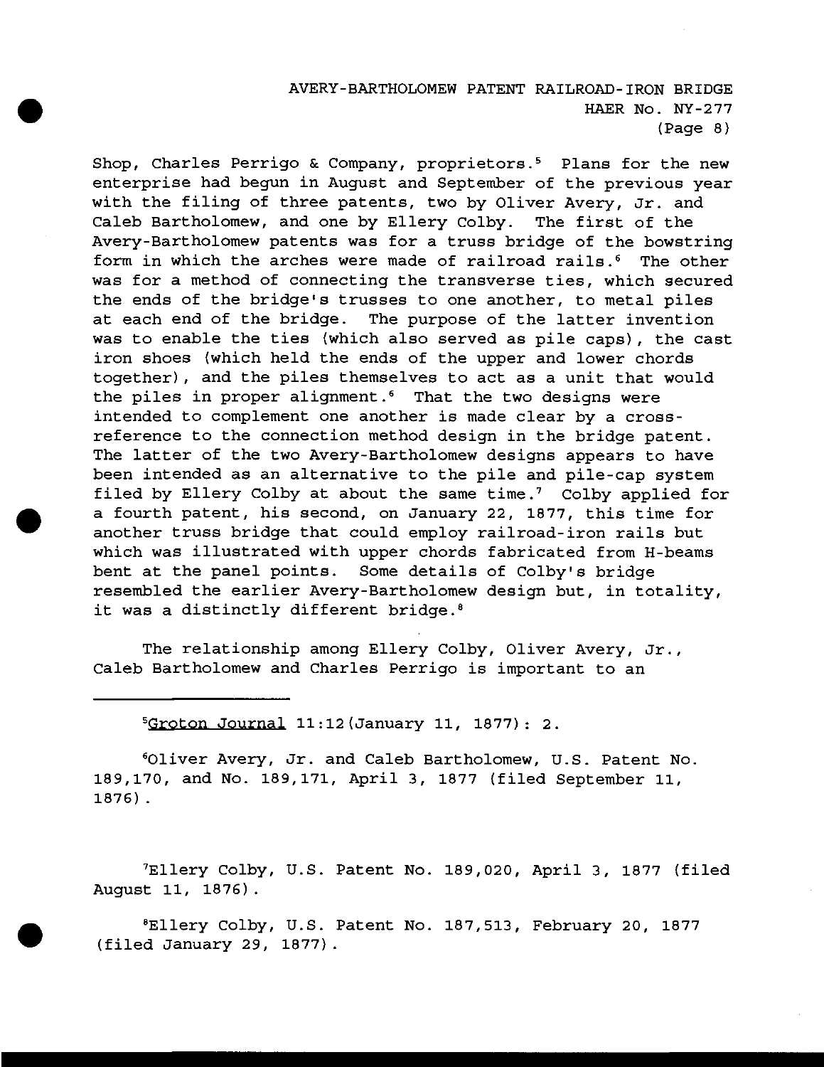Shop, Charles Perrigo & Company, proprietors.[5] Plans for the new enterprise had begun in August and September of the previous year with the filing of three patents, two by Oliver Avery, Jr. and Caleb Bartholomew, and one by Ellery Colby. The first of the Avery-Bartholomew patents was for a truss bridge of the bowstring form in which the arches were made of railroad rails.[6] The other was for a method of connecting the transverse ties, which secured the ends of the bridge's trusses to one another, to metal piles at each end of the bridge. The purpose of the latter invention was to enable the ties (which also served as pile caps), the cast iron shoes (which held the ends of the upper and lower chords together), and the piles themselves to act as a unit that would the piles in proper alignment.[6] That the two designs were intended to complement one another is made clear by a cross-reference to the connection method design in the bridge patent. The latter of the two Avery-Bartholomew designs appears to have been intended as an alternative to the pile and pile-cap system filed by Ellery Colby at about the same time.[7] Colby applied for a fourth patent, his second, on January 22, 1877, this time for another truss bridge that could employ railroad-iron rails but which was illustrated with upper chords fabricated from H-beams bent at the panel points. Some details of Colby's bridge resembled the earlier Avery-Bartholomew design but, in totality, it was a distinctly different bridge.[8]

The relationship among Ellery Colby, Oliver Avery, Jr., Caleb Bartholomew and Charles Perrigo is important to an

---

[5] Groton Journal 11:12 (January 11, 1877): 2.

[6] Oliver Avery, Jr. and Caleb Bartholomew, U.S. Patent No. 189,170, and No. 189,171, April 3, 1877 (filed September 11, 1876).

[7] Ellery Colby, U.S. Patent No. 189,020, April 3, 1877 (filed August 11, 1876).

[8] Ellery Colby, U.S. Patent No. 187,513, February 20, 1877 (filed January 29, 1877).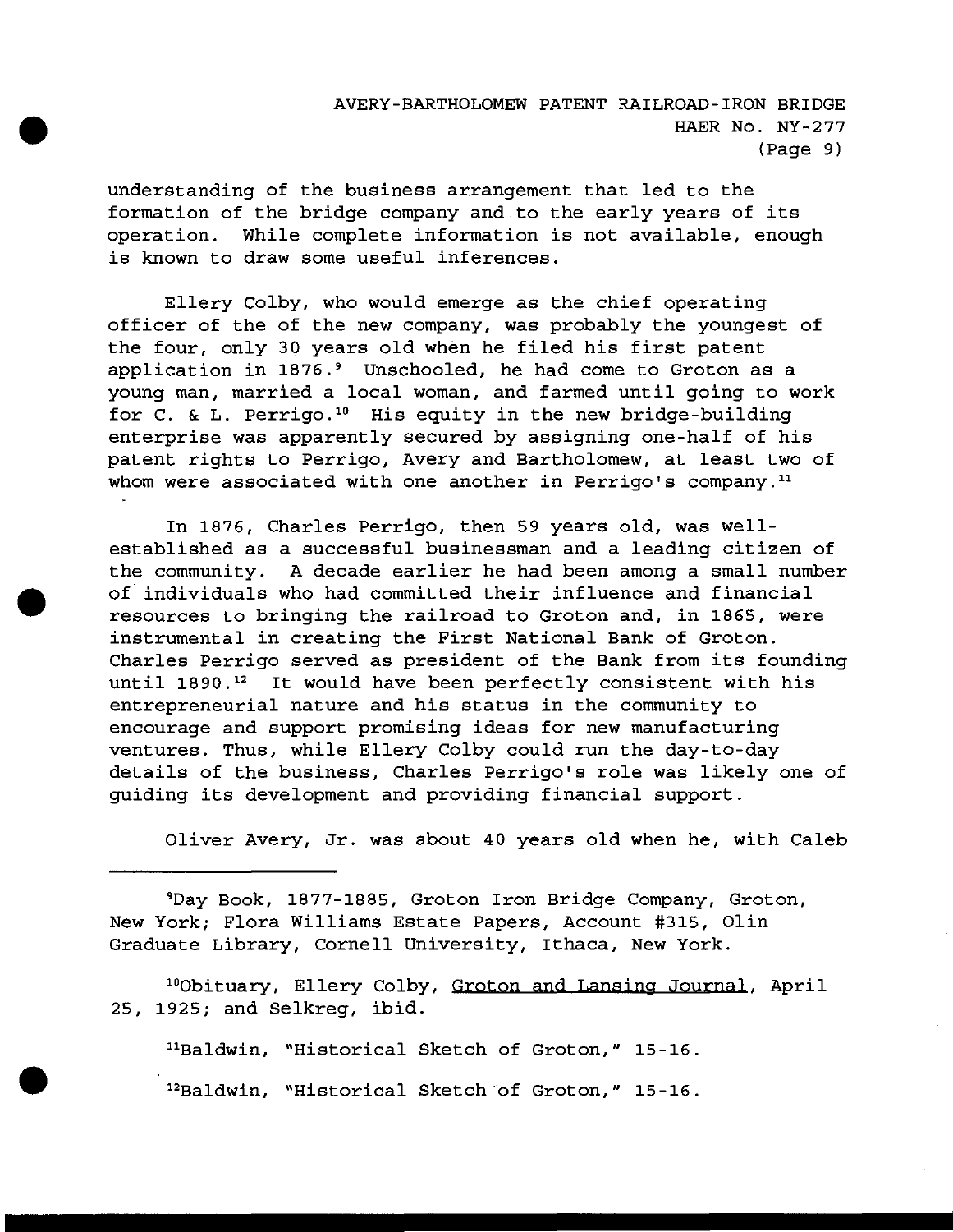understanding of the business arrangement that led to the formation of the bridge company and to the early years of its operation. While complete information is not available, enough is known to draw some useful inferences.

Ellery Colby, who would emerge as the chief operating officer of the of the new company, was probably the youngest of the four, only 30 years old when he filed his first patent application in 1876.[9] Unschooled, he had come to Groton as a young man, married a local woman, and farmed until going to work for C. & L. Perrigo.[10] His equity in the new bridge-building enterprise was apparently secured by assigning one-half of his patent rights to Perrigo, Avery and Bartholomew, at least two of whom were associated with one another in Perrigo's company.[11]

In 1876, Charles Perrigo, then 59 years old, was well-established as a successful businessman and a leading citizen of the community. A decade earlier he had been among a small number of individuals who had committed their influence and financial resources to bringing the railroad to Groton and, in 1865, were instrumental in creating the First National Bank of Groton. Charles Perrigo served as president of the Bank from its founding until 1890.[12] It would have been perfectly consistent with his entrepreneurial nature and his status in the community to encourage and support promising ideas for new manufacturing ventures. Thus, while Ellery Colby could run the day-to-day details of the business, Charles Perrigo's role was likely one of guiding its development and providing financial support.

Oliver Avery, Jr. was about 40 years old when he, with Caleb

---

[9] Day Book, 1877-1885, Groton Iron Bridge Company, Groton, New York; Flora Williams Estate Papers, Account #315, Olin Graduate Library, Cornell University, Ithaca, New York.

[10] Obituary, Ellery Colby, Groton and Lansing Journal, April 25, 1925; and Selkreg, ibid.

[11] Baldwin, "Historical Sketch of Groton," 15-16.

[12] Baldwin, "Historical Sketch of Groton," 15-16.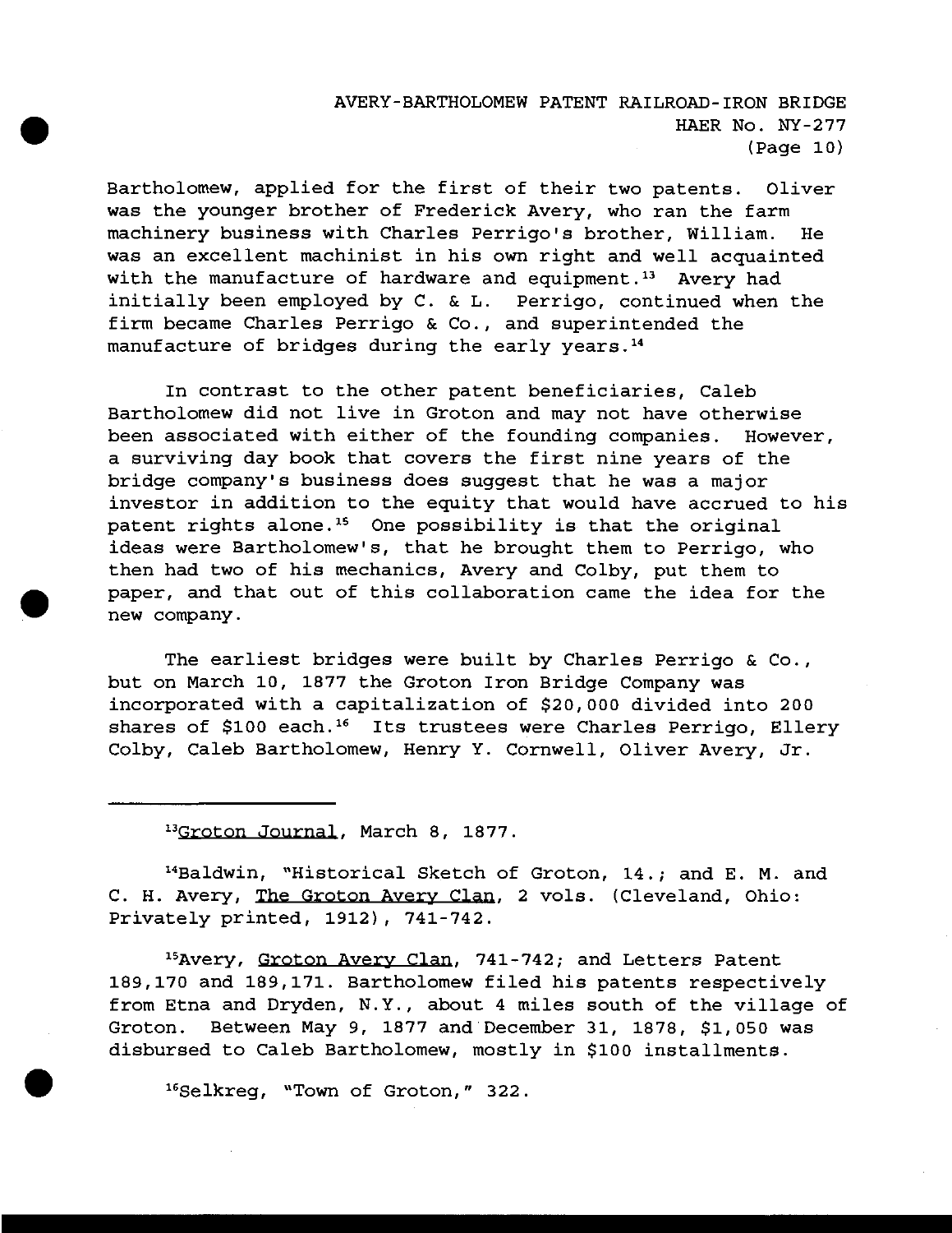Bartholomew, applied for the first of their two patents. Oliver was the younger brother of Frederick Avery, who ran the farm machinery business with Charles Perrigo's brother, William. He was an excellent machinist in his own right and well acquainted with the manufacture of hardware and equipment.[13] Avery had initially been employed by C. & L. Perrigo, continued when the firm became Charles Perrigo & Co., and superintended the manufacture of bridges during the early years.[14]

In contrast to the other patent beneficiaries, Caleb Bartholomew did not live in Groton and may not have otherwise been associated with either of the founding companies. However, a surviving day book that covers the first nine years of the bridge company's business does suggest that he was a major investor in addition to the equity that would have accrued to his patent rights alone.[15] One possibility is that the original ideas were Bartholomew's, that he brought them to Perrigo, who then had two of his mechanics, Avery and Colby, put them to paper, and that out of this collaboration came the idea for the new company.

The earliest bridges were built by Charles Perrigo & Co., but on March 10, 1877 the Groton Iron Bridge Company was incorporated with a capitalization of $20,000 divided into 200 shares of $100 each.[16] Its trustees were Charles Perrigo, Ellery Colby, Caleb Bartholomew, Henry Y. Cornwell, Oliver Avery, Jr.

---

[13] Groton Journal, March 8, 1877.

[14] Baldwin, "Historical Sketch of Groton, 14.; and E. M. and C. H. Avery, The Groton Avery Clan, 2 vols. (Cleveland, Ohio: Privately printed, 1912), 741-742.

[15] Avery, Groton Avery Clan, 741-742; and Letters Patent 189,170 and 189,171. Bartholomew filed his patents respectively from Etna and Dryden, N.Y., about 4 miles south of the village of Groton. Between May 9, 1877 and December 31, 1878, $1,050 was disbursed to Caleb Bartholomew, mostly in $100 installments.

[16] Selkreg, "Town of Groton," 322.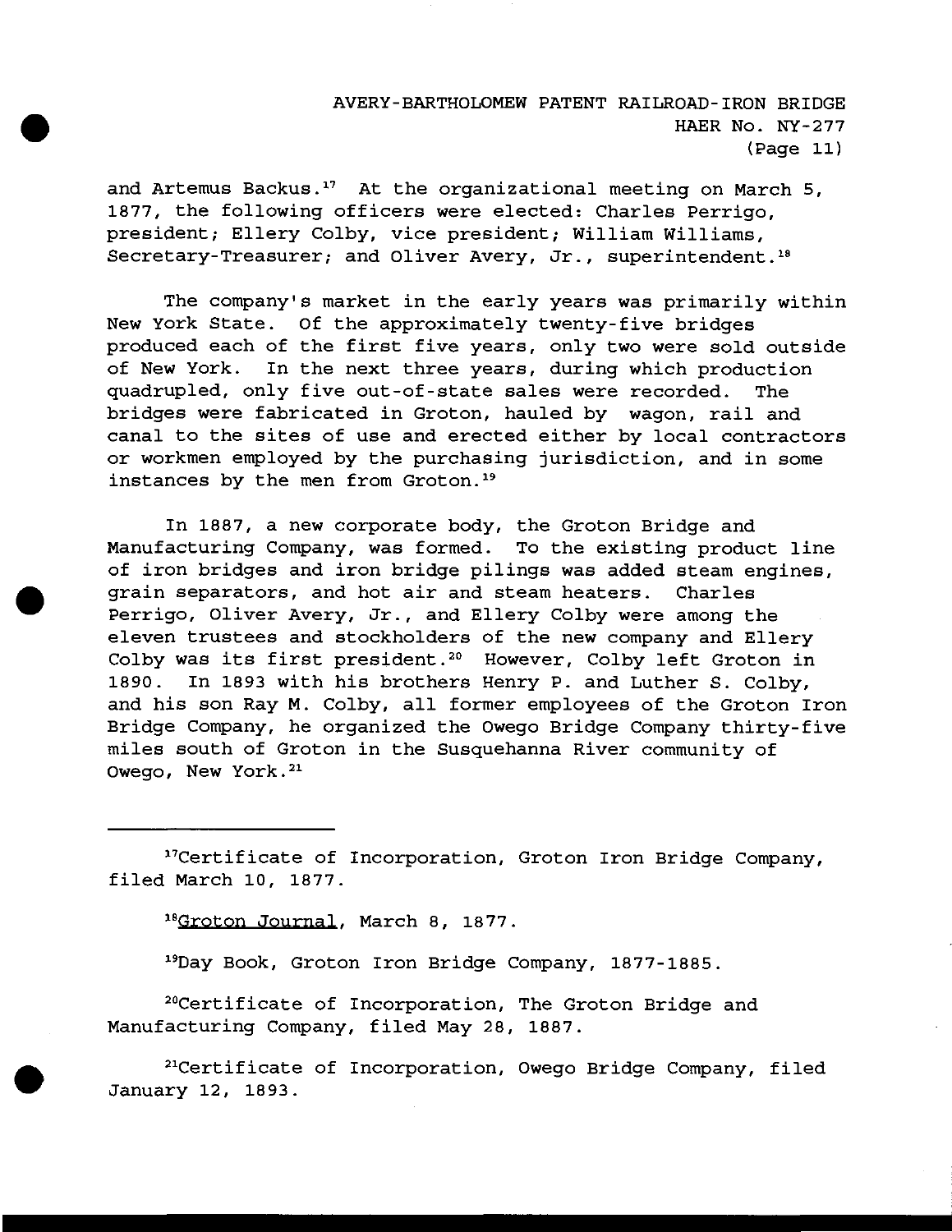and Artemus Backus.[17] At the organizational meeting on March 5, 1877, the following officers were elected: Charles Perrigo, president; Ellery Colby, vice president; William Williams, Secretary-Treasurer; and Oliver Avery, Jr., superintendent.[18]

The company's market in the early years was primarily within New York State. Of the approximately twenty-five bridges produced each of the first five years, only two were sold outside of New York. In the next three years, during which production quadrupled, only five out-of-state sales were recorded. The bridges were fabricated in Groton, hauled by wagon, rail and canal to the sites of use and erected either by local contractors or workmen employed by the purchasing jurisdiction, and in some instances by the men from Groton.[19]

In 1887, a new corporate body, the Groton Bridge and Manufacturing Company, was formed. To the existing product line of iron bridges and iron bridge pilings was added steam engines, grain separators, and hot air and steam heaters. Charles Perrigo, Oliver Avery, Jr., and Ellery Colby were among the eleven trustees and stockholders of the new company and Ellery Colby was its first president.[20] However, Colby left Groton in 1890. In 1893 with his brothers Henry P. and Luther S. Colby, and his son Ray M. Colby, all former employees of the Groton Iron Bridge Company, he organized the Owego Bridge Company thirty-five miles south of Groton in the Susquehanna River community of Owego, New York.[21]

---

[17]Certificate of Incorporation, Groton Iron Bridge Company, filed March 10, 1877.

[18]Groton Journal, March 8, 1877.

[19]Day Book, Groton Iron Bridge Company, 1877-1885.

[20]Certificate of Incorporation, The Groton Bridge and Manufacturing Company, filed May 28, 1887.

[21]Certificate of Incorporation, Owego Bridge Company, filed January 12, 1893.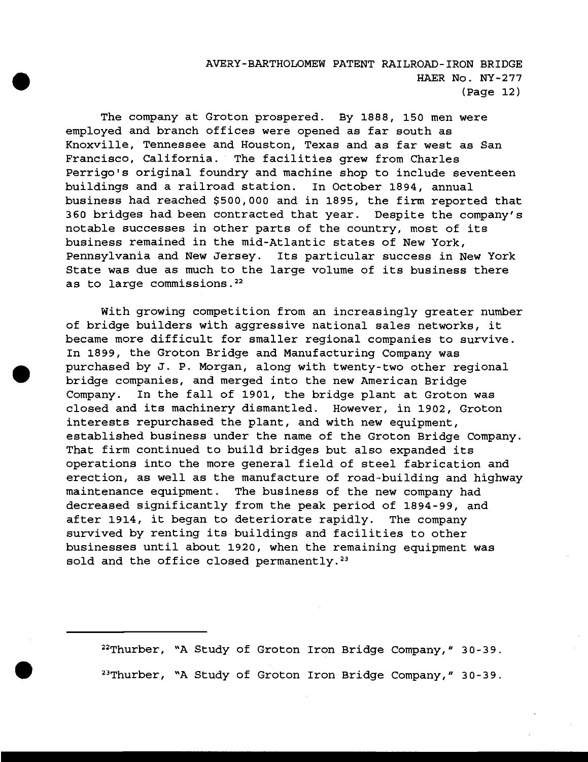The company at Groton prospered. By 1888, 150 men were employed and branch offices were opened as far south as Knoxville, Tennessee and Houston, Texas and as far west as San Francisco, California. The facilities grew from Charles Perrigo's original foundry and machine shop to include seventeen buildings and a railroad station. In October 1894, annual business had reached $500,000 and in 1895, the firm reported that 360 bridges had been contracted that year. Despite the company's notable successes in other parts of the country, most of its business remained in the mid-Atlantic states of New York, Pennsylvania and New Jersey. Its particular success in New York State was due as much to the large volume of its business there as to large commissions.[22]

With growing competition from an increasingly greater number of bridge builders with aggressive national sales networks, it became more difficult for smaller regional companies to survive. In 1899, the Groton Bridge and Manufacturing Company was purchased by J. P. Morgan, along with twenty-two other regional bridge companies, and merged into the new American Bridge Company. In the fall of 1901, the bridge plant at Groton was closed and its machinery dismantled. However, in 1902, Groton interests repurchased the plant, and with new equipment, established business under the name of the Groton Bridge Company. That firm continued to build bridges but also expanded its operations into the more general field of steel fabrication and erection, as well as the manufacture of road-building and highway maintenance equipment. The business of the new company had decreased significantly from the peak period of 1894-99, and after 1914, it began to deteriorate rapidly. The company survived by renting its buildings and facilities to other businesses until about 1920, when the remaining equipment was sold and the office closed permanently.[23]

---

[22] Thurber, "A Study of Groton Iron Bridge Company," 30-39.

[23] Thurber, "A Study of Groton Iron Bridge Company," 30-39.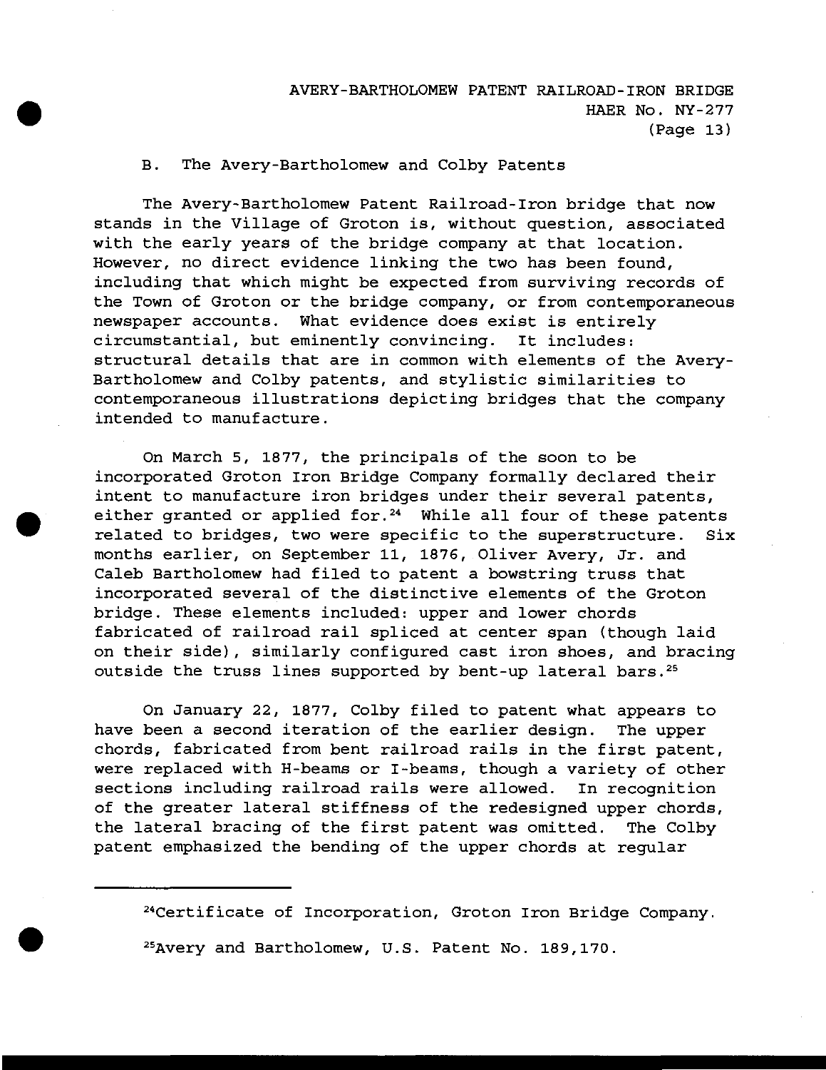### B. The Avery-Bartholomew and Colby Patents

The Avery-Bartholomew Patent Railroad-Iron bridge that now stands in the Village of Groton is, without question, associated with the early years of the bridge company at that location. However, no direct evidence linking the two has been found, including that which might be expected from surviving records of the Town of Groton or the bridge company, or from contemporaneous newspaper accounts. What evidence does exist is entirely circumstantial, but eminently convincing. It includes: structural details that are in common with elements of the Avery-Bartholomew and Colby patents, and stylistic similarities to contemporaneous illustrations depicting bridges that the company intended to manufacture.

On March 5, 1877, the principals of the soon to be incorporated Groton Iron Bridge Company formally declared their intent to manufacture iron bridges under their several patents, either granted or applied for.[24] While all four of these patents related to bridges, two were specific to the superstructure. Six months earlier, on September 11, 1876, Oliver Avery, Jr. and Caleb Bartholomew had filed to patent a bowstring truss that incorporated several of the distinctive elements of the Groton bridge. These elements included: upper and lower chords fabricated of railroad rail spliced at center span (though laid on their side), similarly configured cast iron shoes, and bracing outside the truss lines supported by bent-up lateral bars.[25]

On January 22, 1877, Colby filed to patent what appears to have been a second iteration of the earlier design. The upper chords, fabricated from bent railroad rails in the first patent, were replaced with H-beams or I-beams, though a variety of other sections including railroad rails were allowed. In recognition of the greater lateral stiffness of the redesigned upper chords, the lateral bracing of the first patent was omitted. The Colby patent emphasized the bending of the upper chords at regular

---

[24] Certificate of Incorporation, Groton Iron Bridge Company.

[25] Avery and Bartholomew, U.S. Patent No. 189,170.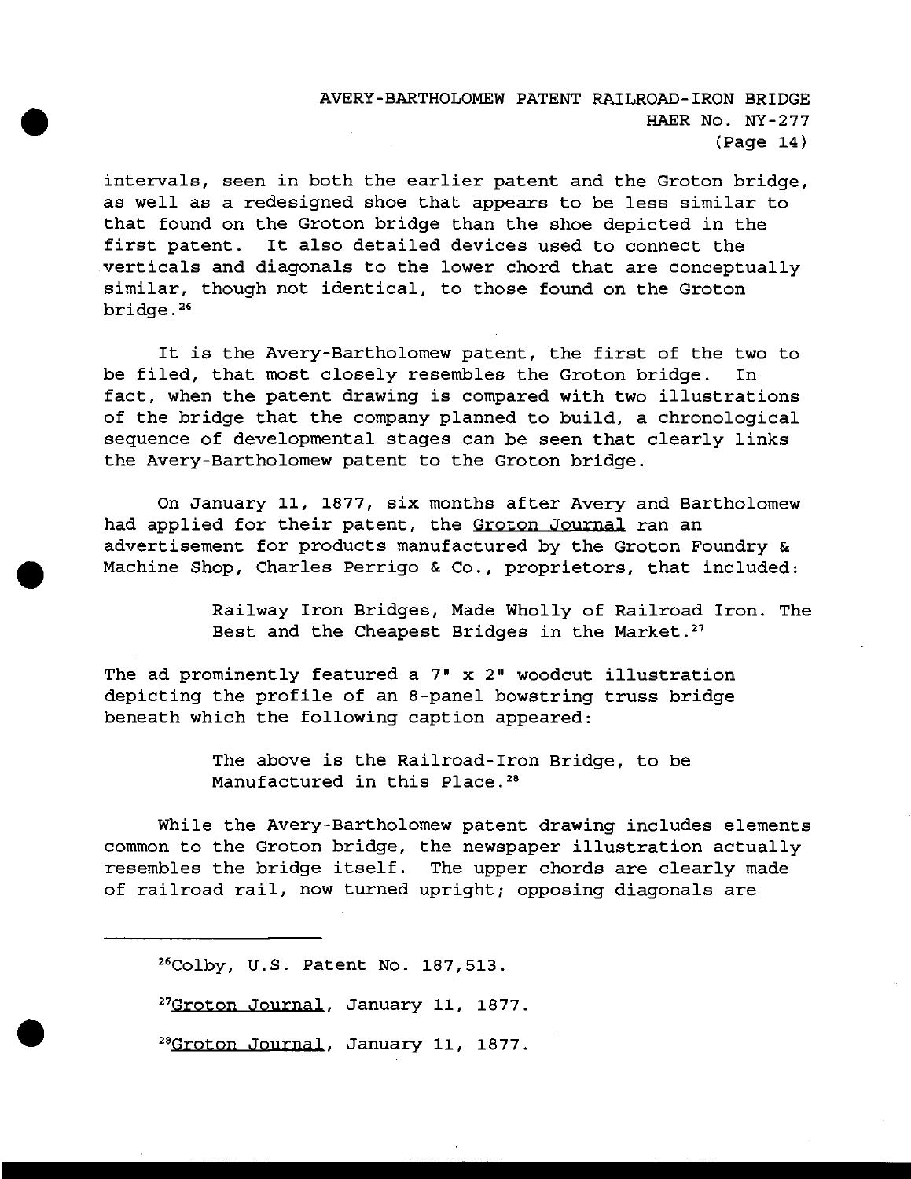intervals, seen in both the earlier patent and the Groton bridge, as well as a redesigned shoe that appears to be less similar to that found on the Groton bridge than the shoe depicted in the first patent. It also detailed devices used to connect the verticals and diagonals to the lower chord that are conceptually similar, though not identical, to those found on the Groton bridge.[26]

It is the Avery-Bartholomew patent, the first of the two to be filed, that most closely resembles the Groton bridge. In fact, when the patent drawing is compared with two illustrations of the bridge that the company planned to build, a chronological sequence of developmental stages can be seen that clearly links the Avery-Bartholomew patent to the Groton bridge.

On January 11, 1877, six months after Avery and Bartholomew had applied for their patent, the Groton Journal ran an advertisement for products manufactured by the Groton Foundry & Machine Shop, Charles Perrigo & Co., proprietors, that included:

> Railway Iron Bridges, Made Wholly of Railroad Iron. The Best and the Cheapest Bridges in the Market.[27]

The ad prominently featured a 7" x 2" woodcut illustration depicting the profile of an 8-panel bowstring truss bridge beneath which the following caption appeared:

> The above is the Railroad-Iron Bridge, to be Manufactured in this Place.[28]

While the Avery-Bartholomew patent drawing includes elements common to the Groton bridge, the newspaper illustration actually resembles the bridge itself. The upper chords are clearly made of railroad rail, now turned upright; opposing diagonals are

---

[26] Colby, U.S. Patent No. 187,513.

[27] Groton Journal, January 11, 1877.

[28] Groton Journal, January 11, 1877.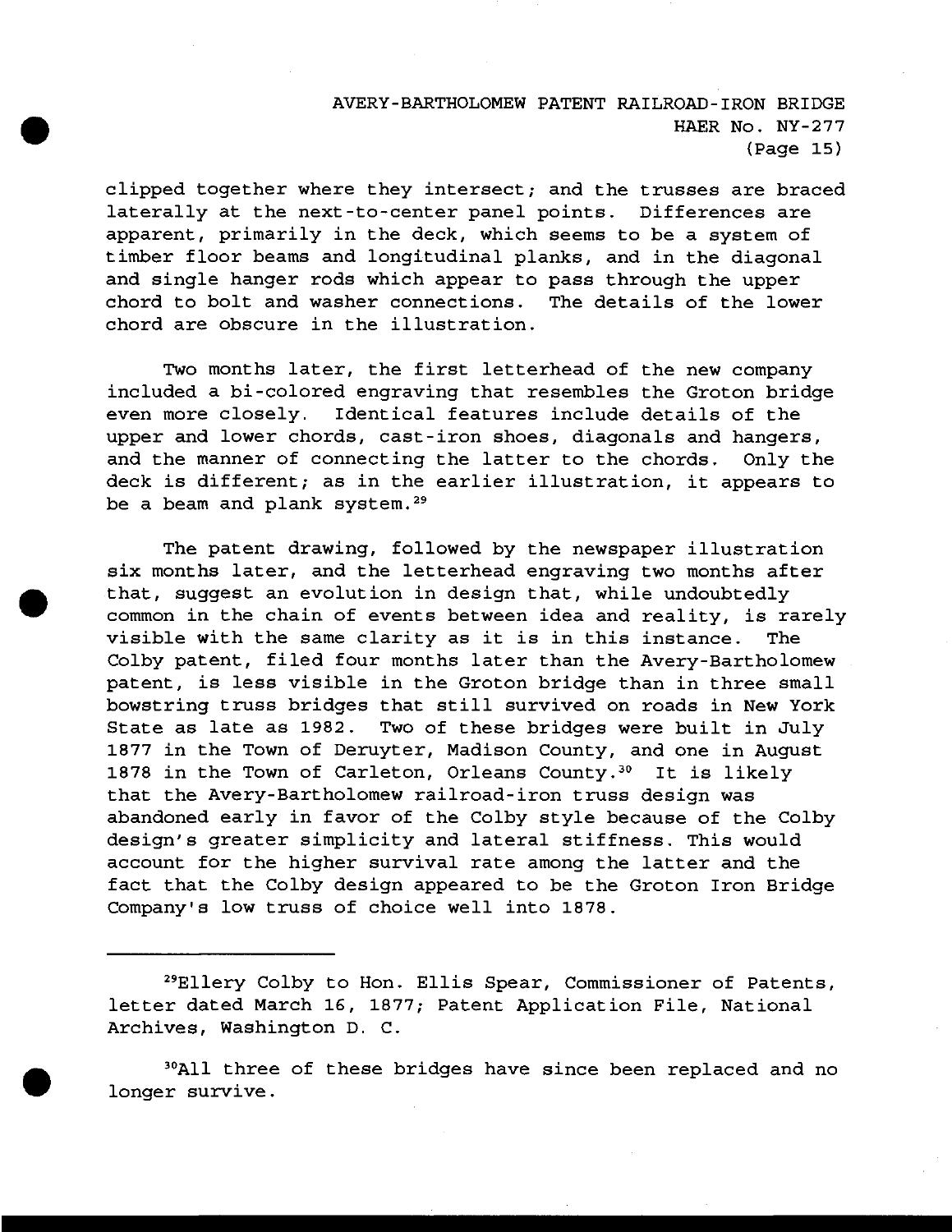clipped together where they intersect; and the trusses are braced laterally at the next-to-center panel points. Differences are apparent, primarily in the deck, which seems to be a system of timber floor beams and longitudinal planks, and in the diagonal and single hanger rods which appear to pass through the upper chord to bolt and washer connections. The details of the lower chord are obscure in the illustration.

Two months later, the first letterhead of the new company included a bi-colored engraving that resembles the Groton bridge even more closely. Identical features include details of the upper and lower chords, cast-iron shoes, diagonals and hangers, and the manner of connecting the latter to the chords. Only the deck is different; as in the earlier illustration, it appears to be a beam and plank system.[29]

The patent drawing, followed by the newspaper illustration six months later, and the letterhead engraving two months after that, suggest an evolution in design that, while undoubtedly common in the chain of events between idea and reality, is rarely visible with the same clarity as it is in this instance. The Colby patent, filed four months later than the Avery-Bartholomew patent, is less visible in the Groton bridge than in three small bowstring truss bridges that still survived on roads in New York State as late as 1982. Two of these bridges were built in July 1877 in the Town of Deruyter, Madison County, and one in August 1878 in the Town of Carleton, Orleans County.[30] It is likely that the Avery-Bartholomew railroad-iron truss design was abandoned early in favor of the Colby style because of the Colby design's greater simplicity and lateral stiffness. This would account for the higher survival rate among the latter and the fact that the Colby design appeared to be the Groton Iron Bridge Company's low truss of choice well into 1878.

---

[29]Ellery Colby to Hon. Ellis Spear, Commissioner of Patents, letter dated March 16, 1877; Patent Application File, National Archives, Washington D. C.

[30]All three of these bridges have since been replaced and no longer survive.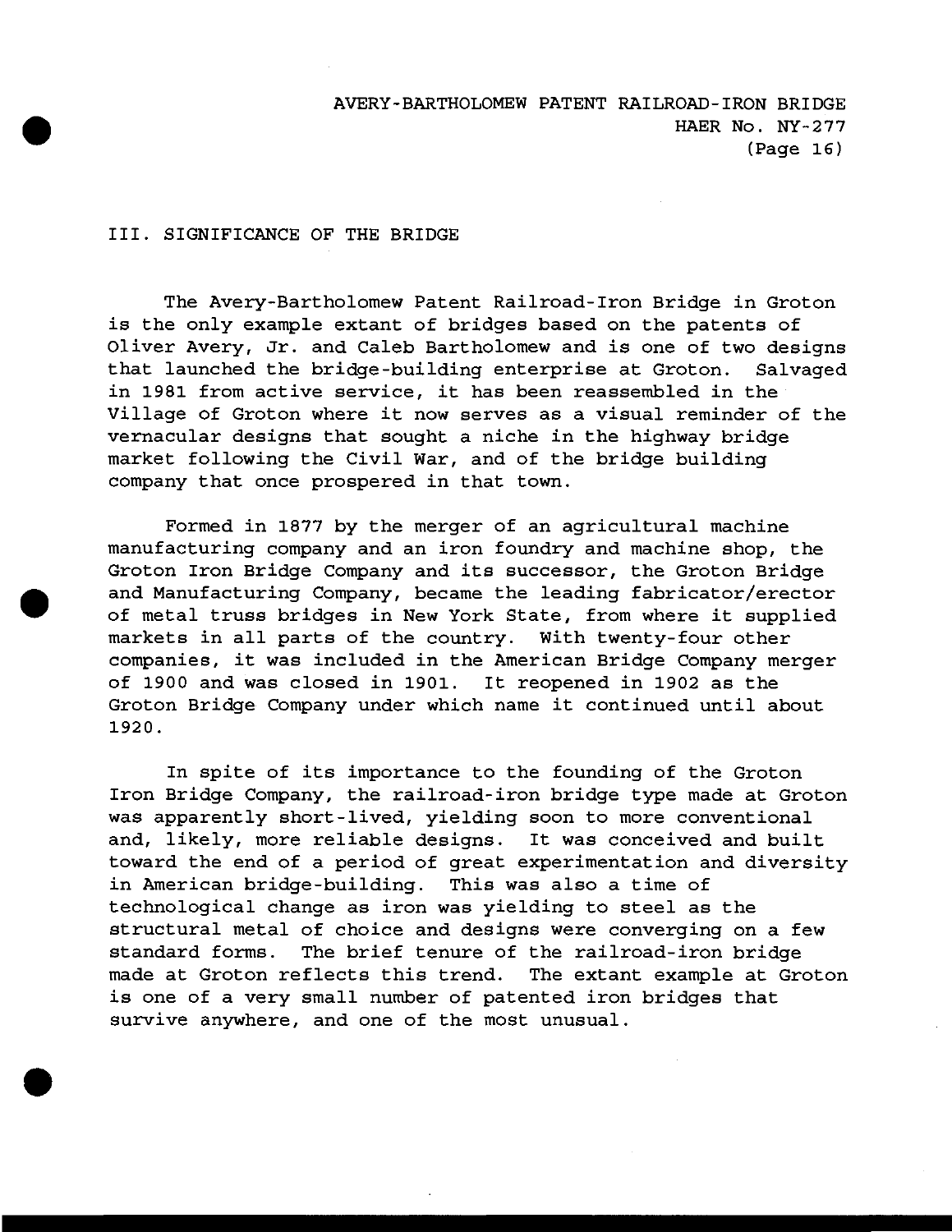## III. SIGNIFICANCE OF THE BRIDGE

The Avery-Bartholomew Patent Railroad-Iron Bridge in Groton is the only example extant of bridges based on the patents of Oliver Avery, Jr. and Caleb Bartholomew and is one of two designs that launched the bridge-building enterprise at Groton. Salvaged in 1981 from active service, it has been reassembled in the Village of Groton where it now serves as a visual reminder of the vernacular designs that sought a niche in the highway bridge market following the Civil War, and of the bridge building company that once prospered in that town.

Formed in 1877 by the merger of an agricultural machine manufacturing company and an iron foundry and machine shop, the Groton Iron Bridge Company and its successor, the Groton Bridge and Manufacturing Company, became the leading fabricator/erector of metal truss bridges in New York State, from where it supplied markets in all parts of the country. With twenty-four other companies, it was included in the American Bridge Company merger of 1900 and was closed in 1901. It reopened in 1902 as the Groton Bridge Company under which name it continued until about 1920.

In spite of its importance to the founding of the Groton Iron Bridge Company, the railroad-iron bridge type made at Groton was apparently short-lived, yielding soon to more conventional and, likely, more reliable designs. It was conceived and built toward the end of a period of great experimentation and diversity in American bridge-building. This was also a time of technological change as iron was yielding to steel as the structural metal of choice and designs were converging on a few standard forms. The brief tenure of the railroad-iron bridge made at Groton reflects this trend. The extant example at Groton is one of a very small number of patented iron bridges that survive anywhere, and one of the most unusual.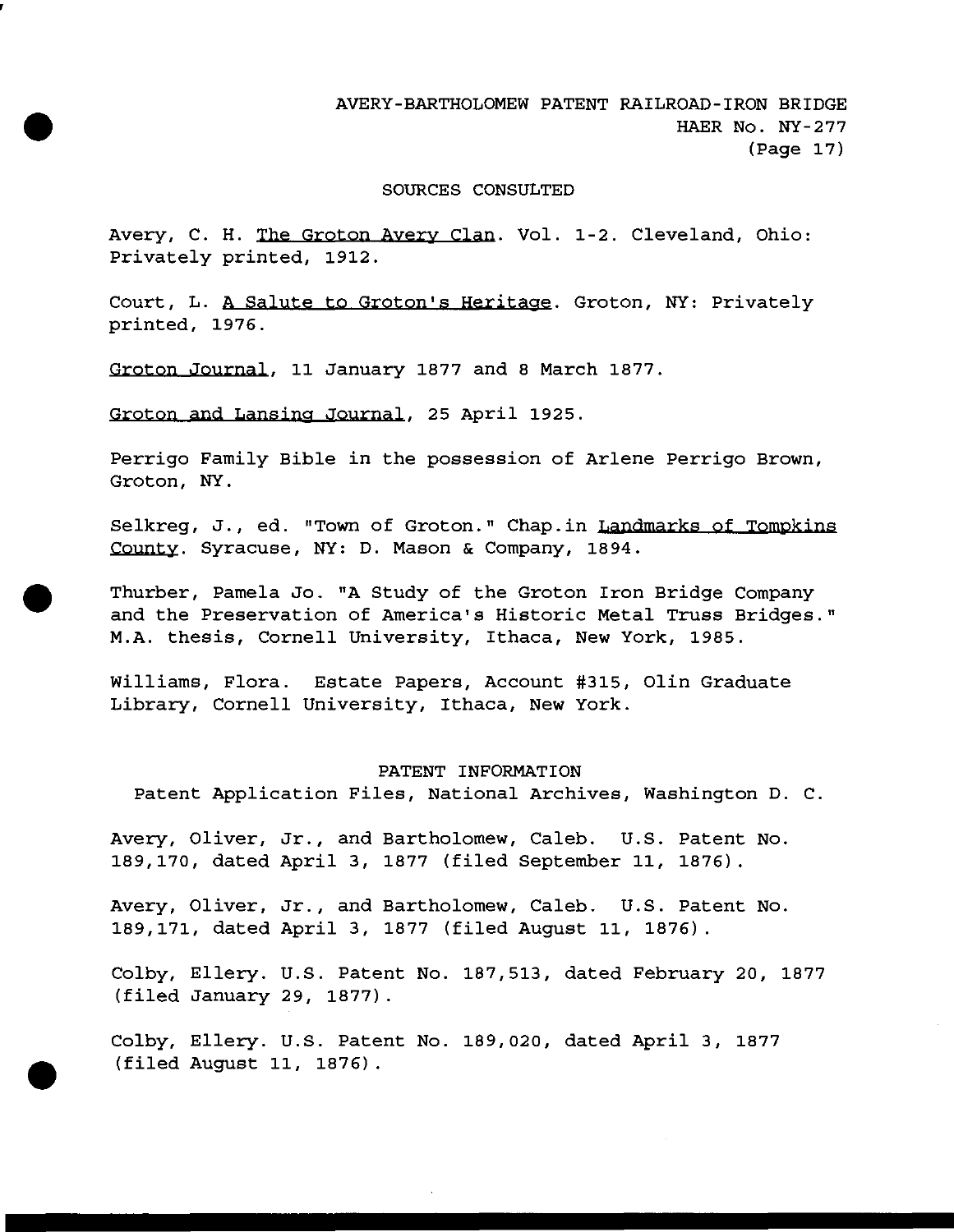## SOURCES CONSULTED

Avery, C. H. The Groton Avery Clan. Vol. 1-2. Cleveland, Ohio: Privately printed, 1912.

Court, L. A Salute to Groton's Heritage. Groton, NY: Privately printed, 1976.

Groton Journal, 11 January 1877 and 8 March 1877.

Groton and Lansing Journal, 25 April 1925.

Perrigo Family Bible in the possession of Arlene Perrigo Brown, Groton, NY.

Selkreg, J., ed. "Town of Groton." Chap.in Landmarks of Tompkins County. Syracuse, NY: D. Mason & Company, 1894.

Thurber, Pamela Jo. "A Study of the Groton Iron Bridge Company and the Preservation of America's Historic Metal Truss Bridges." M.A. thesis, Cornell University, Ithaca, New York, 1985.

Williams, Flora. Estate Papers, Account #315, Olin Graduate Library, Cornell University, Ithaca, New York.

## PATENT INFORMATION

Patent Application Files, National Archives, Washington D. C.

Avery, Oliver, Jr., and Bartholomew, Caleb. U.S. Patent No. 189,170, dated April 3, 1877 (filed September 11, 1876).

Avery, Oliver, Jr., and Bartholomew, Caleb. U.S. Patent No. 189,171, dated April 3, 1877 (filed August 11, 1876).

Colby, Ellery. U.S. Patent No. 187,513, dated February 20, 1877 (filed January 29, 1877).

Colby, Ellery. U.S. Patent No. 189,020, dated April 3, 1877 (filed August 11, 1876).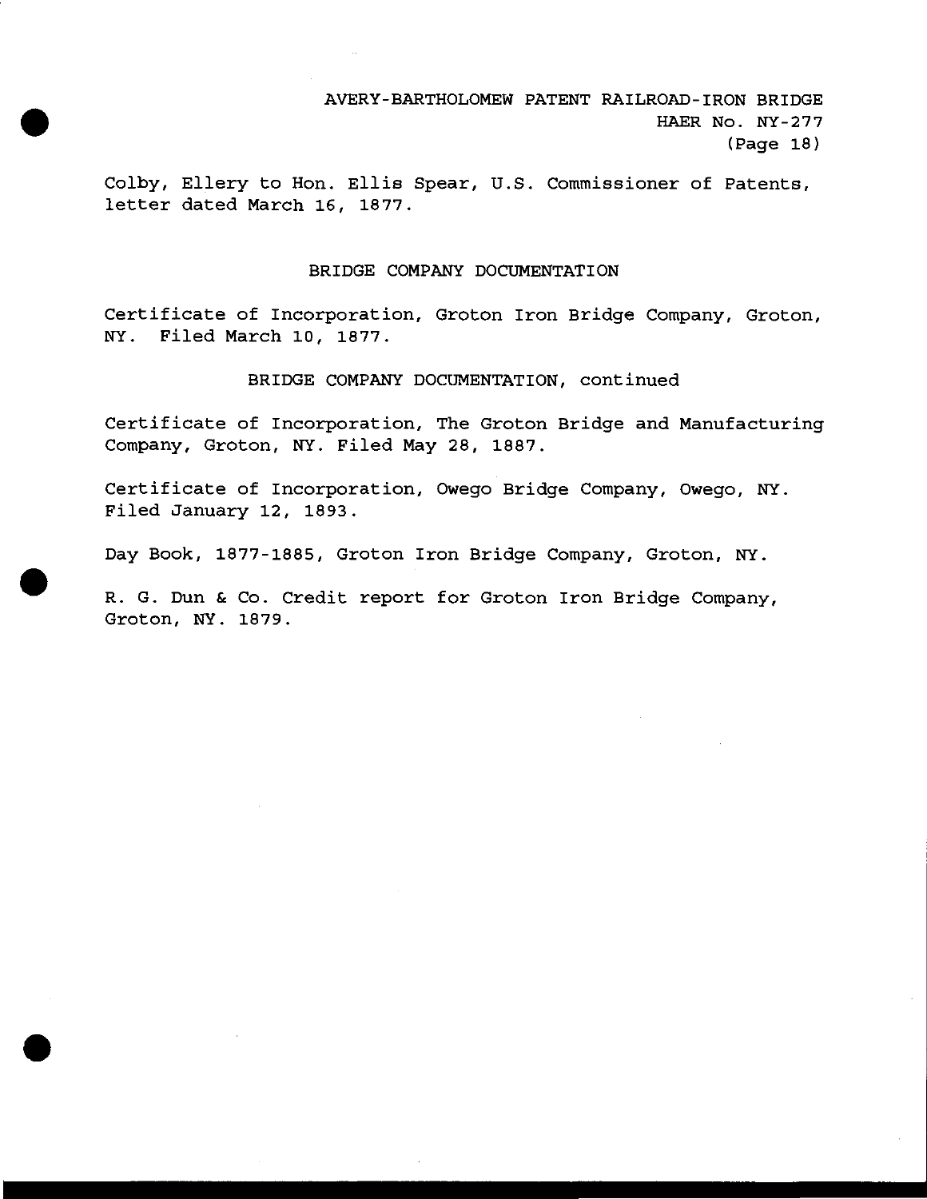Colby, Ellery to Hon. Ellis Spear, U.S. Commissioner of Patents, letter dated March 16, 1877.

## BRIDGE COMPANY DOCUMENTATION

Certificate of Incorporation, Groton Iron Bridge Company, Groton, NY. Filed March 10, 1877.

## BRIDGE COMPANY DOCUMENTATION, continued

Certificate of Incorporation, The Groton Bridge and Manufacturing Company, Groton, NY. Filed May 28, 1887.

Certificate of Incorporation, Owego Bridge Company, Owego, NY. Filed January 12, 1893.

Day Book, 1877-1885, Groton Iron Bridge Company, Groton, NY.

R. G. Dun & Co. Credit report for Groton Iron Bridge Company, Groton, NY. 1879.